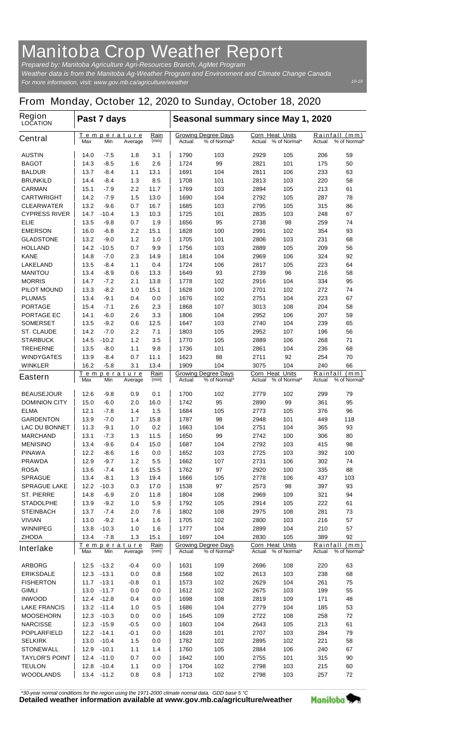# Manitoba Crop Weather Report

*Prepared by: Manitoba Agriculture Agri-Resources Branch, AgMet Program*

*Weather data is from the Manitoba Ag-Weather Program and Environment and Climate Change Canada*

*For more information, visit: www.gov.mb.ca/agriculture/weather*

*10-19*

## From Monday, October 12, 2020 to Sunday, October 18, 2020

| Region LOCATION | Past 7 days | | | | Seasonal summary since May 1, 2020 | | | | | |
|---|---|---|---|---|---|---|---|---|---|---|
| **Central** | Temperature Max | Min | Average | Rain (mm) | Growing Degree Days Actual | % of Normal* | Corn Heat Units Actual | % of Normal* | Rainfall (mm) Actual | % of Normal* |
| AUSTIN | 14.0 | -7.5 | 1.8 | 3.1 | 1790 | 103 | 2929 | 105 | 206 | 59 |
| BAGOT | 14.3 | -8.5 | 1.6 | 2.6 | 1724 | 99 | 2821 | 101 | 175 | 50 |
| BALDUR | 13.7 | -8.4 | 1.1 | 13.1 | 1691 | 104 | 2811 | 106 | 233 | 63 |
| BRUNKILD | 14.4 | -8.4 | 1.3 | 8.5 | 1708 | 101 | 2813 | 103 | 220 | 58 |
| CARMAN | 15.1 | -7.9 | 2.2 | 11.7 | 1769 | 103 | 2894 | 105 | 213 | 61 |
| CARTWRIGHT | 14.2 | -7.9 | 1.5 | 13.0 | 1690 | 104 | 2792 | 105 | 287 | 78 |
| CLEARWATER | 13.2 | -9.6 | 0.7 | 16.7 | 1685 | 103 | 2795 | 105 | 315 | 86 |
| CYPRESS RIVER | 14.7 | -10.4 | 1.3 | 10.3 | 1725 | 101 | 2835 | 103 | 248 | 67 |
| ELIE | 13.5 | -9.8 | 0.7 | 1.9 | 1656 | 95 | 2738 | 98 | 259 | 74 |
| EMERSON | 16.0 | -6.8 | 2.2 | 15.1 | 1828 | 100 | 2991 | 102 | 354 | 93 |
| GLADSTONE | 13.2 | -9.0 | 1.2 | 1.0 | 1705 | 101 | 2806 | 103 | 231 | 68 |
| HOLLAND | 14.2 | -10.5 | 0.7 | 9.9 | 1756 | 103 | 2889 | 105 | 209 | 56 |
| KANE | 14.8 | -7.0 | 2.3 | 14.9 | 1814 | 104 | 2969 | 106 | 324 | 92 |
| LAKELAND | 13.5 | -8.4 | 1.1 | 0.4 | 1724 | 106 | 2817 | 105 | 223 | 64 |
| MANITOU | 13.4 | -8.9 | 0.6 | 13.3 | 1649 | 93 | 2739 | 96 | 216 | 58 |
| MORRIS | 14.7 | -7.2 | 2.1 | 13.8 | 1778 | 102 | 2916 | 104 | 334 | 95 |
| PILOT MOUND | 13.3 | -8.2 | 1.0 | 15.1 | 1628 | 100 | 2701 | 102 | 272 | 74 |
| PLUMAS | 13.4 | -9.1 | 0.4 | 0.0 | 1676 | 102 | 2751 | 104 | 223 | 67 |
| PORTAGE | 15.4 | -7.1 | 2.6 | 2.3 | 1868 | 107 | 3013 | 108 | 204 | 58 |
| PORTAGE EC | 14.1 | -6.0 | 2.6 | 3.3 | 1806 | 104 | 2952 | 106 | 207 | 59 |
| SOMERSET | 13.5 | -9.2 | 0.6 | 12.5 | 1647 | 103 | 2740 | 104 | 239 | 65 |
| ST. CLAUDE | 14.2 | -7.0 | 2.2 | 7.1 | 1803 | 105 | 2952 | 107 | 196 | 56 |
| STARBUCK | 14.5 | -10.2 | 1.2 | 3.5 | 1770 | 105 | 2889 | 106 | 268 | 71 |
| TREHERNE | 13.5 | -8.0 | 1.1 | 9.8 | 1736 | 101 | 2861 | 104 | 236 | 68 |
| WINDYGATES | 13.9 | -8.4 | 0.7 | 11.1 | 1623 | 88 | 2711 | 92 | 254 | 70 |
| WINKLER | 16.2 | -5.8 | 3.1 | 13.4 | 1909 | 104 | 3075 | 104 | 240 | 66 |
| **Eastern** | Temperature Max | Min | Average | Rain (mm) | Growing Degree Days Actual | % of Normal* | Corn Heat Units Actual | % of Normal* | Rainfall (mm) Actual | % of Normal* |
| BEAUSEJOUR | 12.6 | -9.8 | 0.9 | 0.1 | 1700 | 102 | 2779 | 102 | 299 | 79 |
| DOMINION CITY | 15.0 | -6.0 | 2.0 | 16.0 | 1742 | 95 | 2890 | 99 | 361 | 95 |
| ELMA | 12.1 | -7.8 | 1.4 | 1.5 | 1684 | 105 | 2773 | 105 | 376 | 96 |
| GARDENTON | 13.9 | -7.0 | 1.7 | 15.8 | 1787 | 98 | 2948 | 101 | 449 | 118 |
| LAC DU BONNET | 11.3 | -9.1 | 1.0 | 0.2 | 1663 | 104 | 2751 | 104 | 365 | 93 |
| MARCHAND | 13.1 | -7.3 | 1.3 | 11.5 | 1650 | 99 | 2742 | 100 | 306 | 80 |
| MENISINO | 13.4 | -9.6 | 0.4 | 15.0 | 1687 | 104 | 2792 | 103 | 415 | 98 |
| PINAWA | 12.2 | -8.6 | 1.6 | 0.0 | 1652 | 103 | 2725 | 103 | 392 | 100 |
| PRAWDA | 12.9 | -9.7 | 1.2 | 5.5 | 1662 | 107 | 2731 | 106 | 302 | 74 |
| ROSA | 13.6 | -7.4 | 1.6 | 15.5 | 1762 | 97 | 2920 | 100 | 335 | 88 |
| SPRAGUE | 13.4 | -8.1 | 1.3 | 19.4 | 1666 | 105 | 2778 | 106 | 437 | 103 |
| SPRAGUE LAKE | 12.2 | -10.3 | 0.3 | 17.0 | 1538 | 97 | 2573 | 98 | 397 | 93 |
| ST. PIERRE | 14.8 | -6.9 | 2.0 | 11.8 | 1804 | 108 | 2969 | 109 | 321 | 94 |
| STADOLPHE | 13.9 | -9.2 | 1.0 | 5.9 | 1792 | 105 | 2914 | 105 | 222 | 61 |
| STEINBACH | 13.7 | -7.4 | 2.0 | 7.6 | 1802 | 108 | 2975 | 108 | 281 | 73 |
| VIVIAN | 13.0 | -9.2 | 1.4 | 1.6 | 1705 | 102 | 2800 | 103 | 216 | 57 |
| WINNIPEG | 13.8 | -10.3 | 1.0 | 1.6 | 1777 | 104 | 2899 | 104 | 210 | 57 |
| ZHODA | 13.4 | -7.8 | 1.3 | 15.1 | 1697 | 104 | 2830 | 105 | 389 | 92 |
| **Interlake** | Temperature Max | Min | Average | Rain (mm) | Growing Degree Days Actual | % of Normal* | Corn Heat Units Actual | % of Normal* | Rainfall (mm) Actual | % of Normal* |
| ARBORG | 12.5 | -13.2 | -0.4 | 0.0 | 1631 | 109 | 2696 | 108 | 220 | 63 |
| ERIKSDALE | 12.3 | -13.1 | 0.0 | 0.8 | 1568 | 102 | 2613 | 103 | 238 | 68 |
| FISHERTON | 11.7 | -13.1 | -0.8 | 0.1 | 1573 | 102 | 2629 | 104 | 261 | 75 |
| GIMLI | 13.0 | -11.7 | 0.0 | 0.0 | 1612 | 102 | 2675 | 103 | 199 | 55 |
| INWOOD | 12.4 | -12.8 | 0.4 | 0.0 | 1698 | 108 | 2819 | 109 | 171 | 48 |
| LAKE FRANCIS | 13.2 | -11.4 | 1.0 | 0.5 | 1686 | 104 | 2779 | 104 | 185 | 53 |
| MOOSEHORN | 12.3 | -10.3 | 0.0 | 0.0 | 1645 | 109 | 2722 | 108 | 258 | 72 |
| NARCISSE | 12.3 | -15.9 | -0.5 | 0.0 | 1603 | 104 | 2643 | 105 | 213 | 61 |
| POPLARFIELD | 12.2 | -14.1 | -0.1 | 0.0 | 1628 | 101 | 2707 | 103 | 284 | 79 |
| SELKIRK | 13.0 | -10.4 | 1.5 | 0.0 | 1782 | 102 | 2895 | 102 | 221 | 58 |
| STONEWALL | 12.9 | -10.1 | 1.1 | 1.4 | 1760 | 105 | 2884 | 106 | 240 | 67 |
| TAYLOR'S POINT | 12.4 | -11.0 | 0.7 | 0.0 | 1642 | 100 | 2755 | 101 | 315 | 90 |
| TEULON | 12.8 | -10.4 | 1.1 | 0.0 | 1704 | 102 | 2798 | 103 | 215 | 60 |
| WOODLANDS | 13.4 | -11.2 | 0.8 | 0.8 | 1713 | 102 | 2798 | 103 | 257 | 72 |

*\*30-year normal conditions for the region using the 1971-2000 climate normal data. GDD base 5 °C*

**Detailed weather information available at www.gov.mb.ca/agriculture/weather**

Manitoba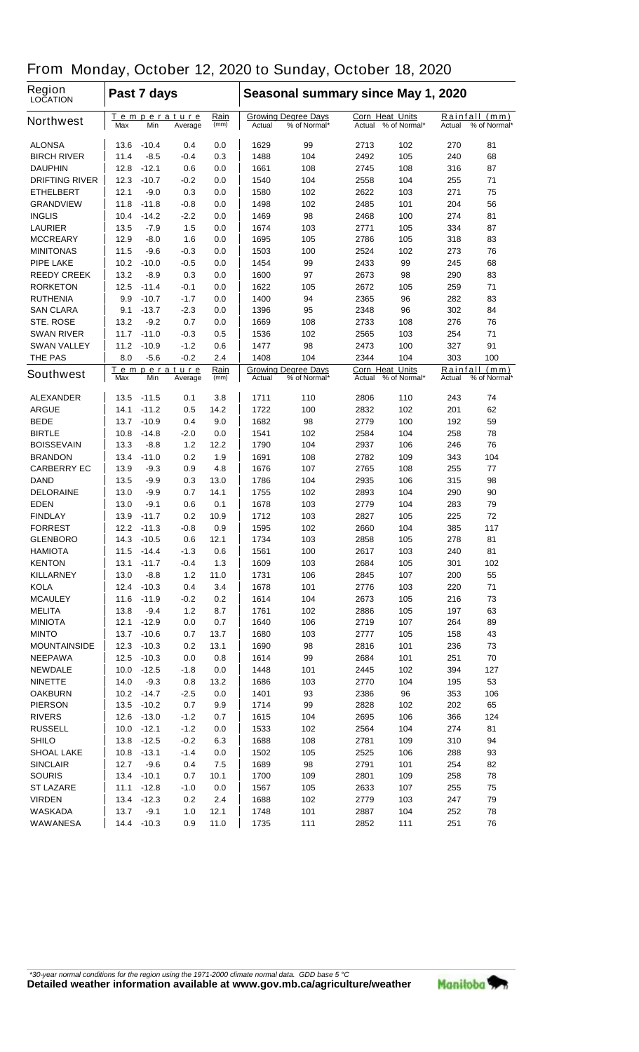# From Monday, October 12, 2020 to Sunday, October 18, 2020

| Region LOCATION | Past 7 days | | | | Seasonal summary since May 1, 2020 | | | | | |
|---|---|---|---|---|---|---|---|---|---|---|
| **Northwest** | Temperature Max | Min | Average | Rain (mm) | Growing Degree Days Actual | % of Normal* | Corn Heat Units Actual | % of Normal* | Rainfall (mm) Actual | % of Normal* |
| ALONSA | 13.6 | -10.4 | 0.4 | 0.0 | 1629 | 99 | 2713 | 102 | 270 | 81 |
| BIRCH RIVER | 11.4 | -8.5 | -0.4 | 0.3 | 1488 | 104 | 2492 | 105 | 240 | 68 |
| DAUPHIN | 12.8 | -12.1 | 0.6 | 0.0 | 1661 | 108 | 2745 | 108 | 316 | 87 |
| DRIFTING RIVER | 12.3 | -10.7 | -0.2 | 0.0 | 1540 | 104 | 2558 | 104 | 255 | 71 |
| ETHELBERT | 12.1 | -9.0 | 0.3 | 0.0 | 1580 | 102 | 2622 | 103 | 271 | 75 |
| GRANDVIEW | 11.8 | -11.8 | -0.8 | 0.0 | 1498 | 102 | 2485 | 101 | 204 | 56 |
| INGLIS | 10.4 | -14.2 | -2.2 | 0.0 | 1469 | 98 | 2468 | 100 | 274 | 81 |
| LAURIER | 13.5 | -7.9 | 1.5 | 0.0 | 1674 | 103 | 2771 | 105 | 334 | 87 |
| MCCREARY | 12.9 | -8.0 | 1.6 | 0.0 | 1695 | 105 | 2786 | 105 | 318 | 83 |
| MINITONAS | 11.5 | -9.6 | -0.3 | 0.0 | 1503 | 100 | 2524 | 102 | 273 | 76 |
| PIPE LAKE | 10.2 | -10.0 | -0.5 | 0.0 | 1454 | 99 | 2433 | 99 | 245 | 68 |
| REEDY CREEK | 13.2 | -8.9 | 0.3 | 0.0 | 1600 | 97 | 2673 | 98 | 290 | 83 |
| RORKETON | 12.5 | -11.4 | -0.1 | 0.0 | 1622 | 105 | 2672 | 105 | 259 | 71 |
| RUTHENIA | 9.9 | -10.7 | -1.7 | 0.0 | 1400 | 94 | 2365 | 96 | 282 | 83 |
| SAN CLARA | 9.1 | -13.7 | -2.3 | 0.0 | 1396 | 95 | 2348 | 96 | 302 | 84 |
| STE. ROSE | 13.2 | -9.2 | 0.7 | 0.0 | 1669 | 108 | 2733 | 108 | 276 | 76 |
| SWAN RIVER | 11.7 | -11.0 | -0.3 | 0.5 | 1536 | 102 | 2565 | 103 | 254 | 71 |
| SWAN VALLEY | 11.2 | -10.9 | -1.2 | 0.6 | 1477 | 98 | 2473 | 100 | 327 | 91 |
| THE PAS | 8.0 | -5.6 | -0.2 | 2.4 | 1408 | 104 | 2344 | 104 | 303 | 100 |
| **Southwest** | Temperature Max | Min | Average | Rain (mm) | Growing Degree Days Actual | % of Normal* | Corn Heat Units Actual | % of Normal* | Rainfall (mm) Actual | % of Normal* |
| ALEXANDER | 13.5 | -11.5 | 0.1 | 3.8 | 1711 | 110 | 2806 | 110 | 243 | 74 |
| ARGUE | 14.1 | -11.2 | 0.5 | 14.2 | 1722 | 100 | 2832 | 102 | 201 | 62 |
| BEDE | 13.7 | -10.9 | 0.4 | 9.0 | 1682 | 98 | 2779 | 100 | 192 | 59 |
| BIRTLE | 10.8 | -14.8 | -2.0 | 0.0 | 1541 | 102 | 2584 | 104 | 258 | 78 |
| BOISSEVAIN | 13.3 | -8.8 | 1.2 | 12.2 | 1790 | 104 | 2937 | 106 | 246 | 76 |
| BRANDON | 13.4 | -11.0 | 0.2 | 1.9 | 1691 | 108 | 2782 | 109 | 343 | 104 |
| CARBERRY EC | 13.9 | -9.3 | 0.9 | 4.8 | 1676 | 107 | 2765 | 108 | 255 | 77 |
| DAND | 13.5 | -9.9 | 0.3 | 13.0 | 1786 | 104 | 2935 | 106 | 315 | 98 |
| DELORAINE | 13.0 | -9.9 | 0.7 | 14.1 | 1755 | 102 | 2893 | 104 | 290 | 90 |
| EDEN | 13.0 | -9.1 | 0.6 | 0.1 | 1678 | 103 | 2779 | 104 | 283 | 79 |
| FINDLAY | 13.9 | -11.7 | 0.2 | 10.9 | 1712 | 103 | 2827 | 105 | 225 | 72 |
| FORREST | 12.2 | -11.3 | -0.8 | 0.9 | 1595 | 102 | 2660 | 104 | 385 | 117 |
| GLENBORO | 14.3 | -10.5 | 0.6 | 12.1 | 1734 | 103 | 2858 | 105 | 278 | 81 |
| HAMIOTA | 11.5 | -14.4 | -1.3 | 0.6 | 1561 | 100 | 2617 | 103 | 240 | 81 |
| KENTON | 13.1 | -11.7 | -0.4 | 1.3 | 1609 | 103 | 2684 | 105 | 301 | 102 |
| KILLARNEY | 13.0 | -8.8 | 1.2 | 11.0 | 1731 | 106 | 2845 | 107 | 200 | 55 |
| KOLA | 12.4 | -10.3 | 0.4 | 3.4 | 1678 | 101 | 2776 | 103 | 220 | 71 |
| MCAULEY | 11.6 | -11.9 | -0.2 | 0.2 | 1614 | 104 | 2673 | 105 | 216 | 73 |
| MELITA | 13.8 | -9.4 | 1.2 | 8.7 | 1761 | 102 | 2886 | 105 | 197 | 63 |
| MINIOTA | 12.1 | -12.9 | 0.0 | 0.7 | 1640 | 106 | 2719 | 107 | 264 | 89 |
| MINTO | 13.7 | -10.6 | 0.7 | 13.7 | 1680 | 103 | 2777 | 105 | 158 | 43 |
| MOUNTAINSIDE | 12.3 | -10.3 | 0.2 | 13.1 | 1690 | 98 | 2816 | 101 | 236 | 73 |
| NEEPAWA | 12.5 | -10.3 | 0.0 | 0.8 | 1614 | 99 | 2684 | 101 | 251 | 70 |
| NEWDALE | 10.0 | -12.5 | -1.8 | 0.0 | 1448 | 101 | 2445 | 102 | 394 | 127 |
| NINETTE | 14.0 | -9.3 | 0.8 | 13.2 | 1686 | 103 | 2770 | 104 | 195 | 53 |
| OAKBURN | 10.2 | -14.7 | -2.5 | 0.0 | 1401 | 93 | 2386 | 96 | 353 | 106 |
| PIERSON | 13.5 | -10.2 | 0.7 | 9.9 | 1714 | 99 | 2828 | 102 | 202 | 65 |
| RIVERS | 12.6 | -13.0 | -1.2 | 0.7 | 1615 | 104 | 2695 | 106 | 366 | 124 |
| RUSSELL | 10.0 | -12.1 | -1.2 | 0.0 | 1533 | 102 | 2564 | 104 | 274 | 81 |
| SHILO | 13.8 | -12.5 | -0.2 | 6.3 | 1688 | 108 | 2781 | 109 | 310 | 94 |
| SHOAL LAKE | 10.8 | -13.1 | -1.4 | 0.0 | 1502 | 105 | 2525 | 106 | 288 | 93 |
| SINCLAIR | 12.7 | -9.6 | 0.4 | 7.5 | 1689 | 98 | 2791 | 101 | 254 | 82 |
| SOURIS | 13.4 | -10.1 | 0.7 | 10.1 | 1700 | 109 | 2801 | 109 | 258 | 78 |
| ST LAZARE | 11.1 | -12.8 | -1.0 | 0.0 | 1567 | 105 | 2633 | 107 | 255 | 75 |
| VIRDEN | 13.4 | -12.3 | 0.2 | 2.4 | 1688 | 102 | 2779 | 103 | 247 | 79 |
| WASKADA | 13.7 | -9.1 | 1.0 | 12.1 | 1748 | 101 | 2887 | 104 | 252 | 78 |
| WAWANESA | 14.4 | -10.3 | 0.9 | 11.0 | 1735 | 111 | 2852 | 111 | 251 | 76 |

*\*30-year normal conditions for the region using the 1971-2000 climate normal data. GDD base 5 °C*

**Detailed weather information available at www.gov.mb.ca/agriculture/weather**